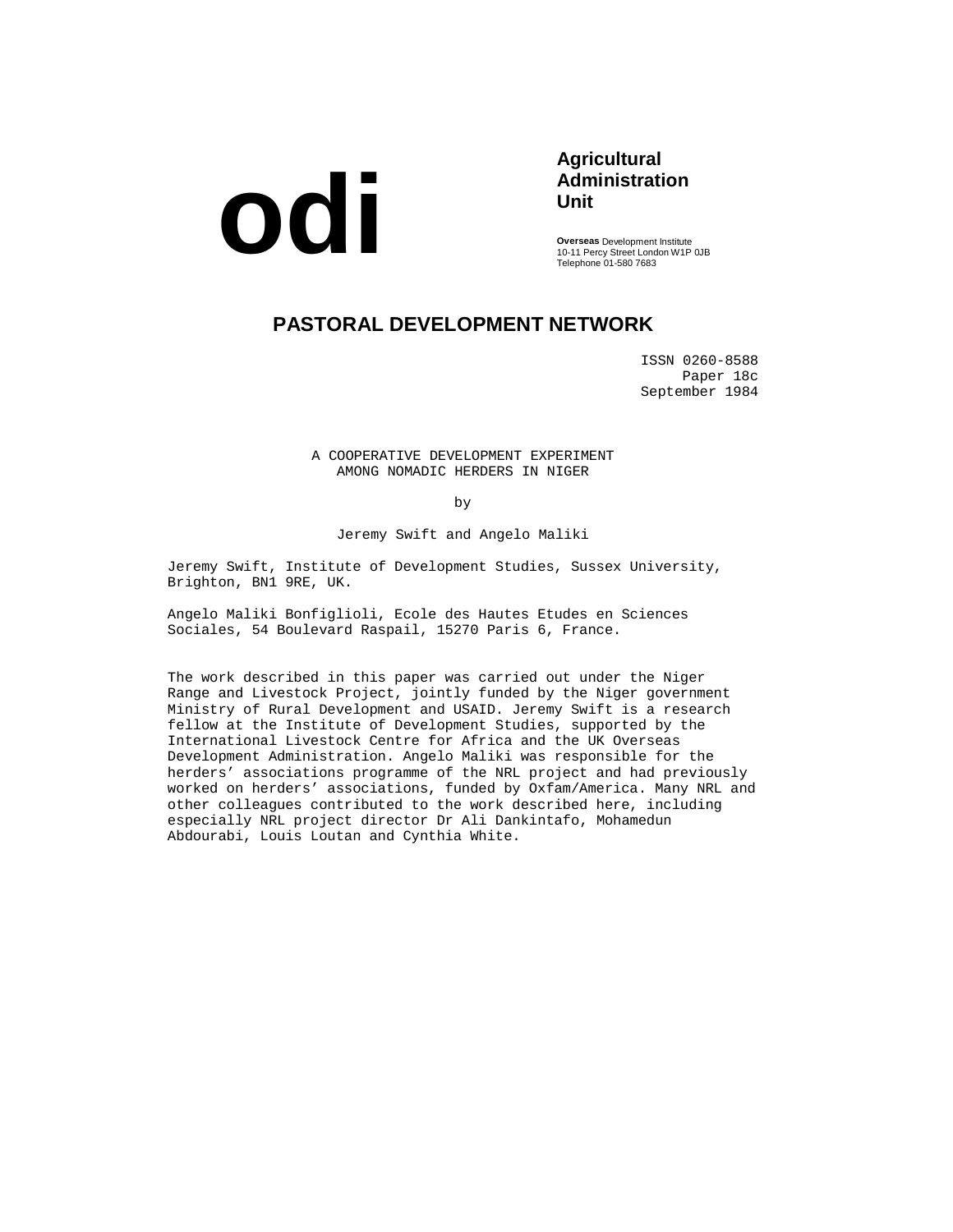odi

**Agricultural Administration Unit**

**Overseas** Development Institute
10-11 Percy Street London W1P 0JB
Telephone 01-580 7683

# PASTORAL DEVELOPMENT NETWORK

ISSN 0260-8588
Paper 18c
September 1984

## A COOPERATIVE DEVELOPMENT EXPERIMENT AMONG NOMADIC HERDERS IN NIGER

by

Jeremy Swift and Angelo Maliki

Jeremy Swift, Institute of Development Studies, Sussex University, Brighton, BN1 9RE, UK.

Angelo Maliki Bonfiglioli, Ecole des Hautes Etudes en Sciences Sociales, 54 Boulevard Raspail, 15270 Paris 6, France.

The work described in this paper was carried out under the Niger Range and Livestock Project, jointly funded by the Niger government Ministry of Rural Development and USAID. Jeremy Swift is a research fellow at the Institute of Development Studies, supported by the International Livestock Centre for Africa and the UK Overseas Development Administration. Angelo Maliki was responsible for the herders' associations programme of the NRL project and had previously worked on herders' associations, funded by Oxfam/America. Many NRL and other colleagues contributed to the work described here, including especially NRL project director Dr Ali Dankintafo, Mohamedun Abdourabi, Louis Loutan and Cynthia White.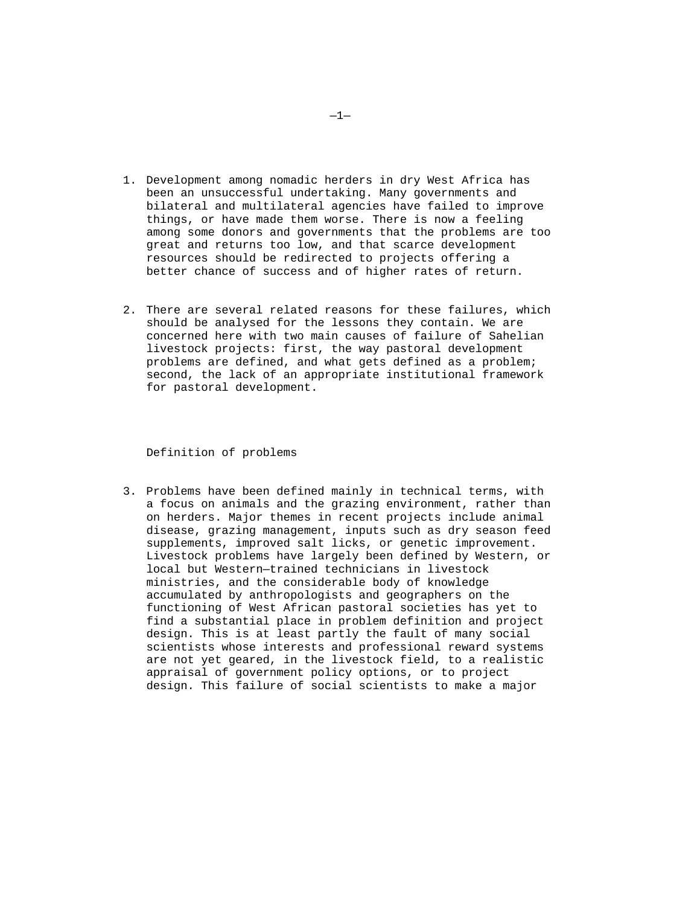1. Development among nomadic herders in dry West Africa has been an unsuccessful undertaking. Many governments and bilateral and multilateral agencies have failed to improve things, or have made them worse. There is now a feeling among some donors and governments that the problems are too great and returns too low, and that scarce development resources should be redirected to projects offering a better chance of success and of higher rates of return.

2. There are several related reasons for these failures, which should be analysed for the lessons they contain. We are concerned here with two main causes of failure of Sahelian livestock projects: first, the way pastoral development problems are defined, and what gets defined as a problem; second, the lack of an appropriate institutional framework for pastoral development.

## Definition of problems

3. Problems have been defined mainly in technical terms, with a focus on animals and the grazing environment, rather than on herders. Major themes in recent projects include animal disease, grazing management, inputs such as dry season feed supplements, improved salt licks, or genetic improvement. Livestock problems have largely been defined by Western, or local but Western—trained technicians in livestock ministries, and the considerable body of knowledge accumulated by anthropologists and geographers on the functioning of West African pastoral societies has yet to find a substantial place in problem definition and project design. This is at least partly the fault of many social scientists whose interests and professional reward systems are not yet geared, in the livestock field, to a realistic appraisal of government policy options, or to project design. This failure of social scientists to make a major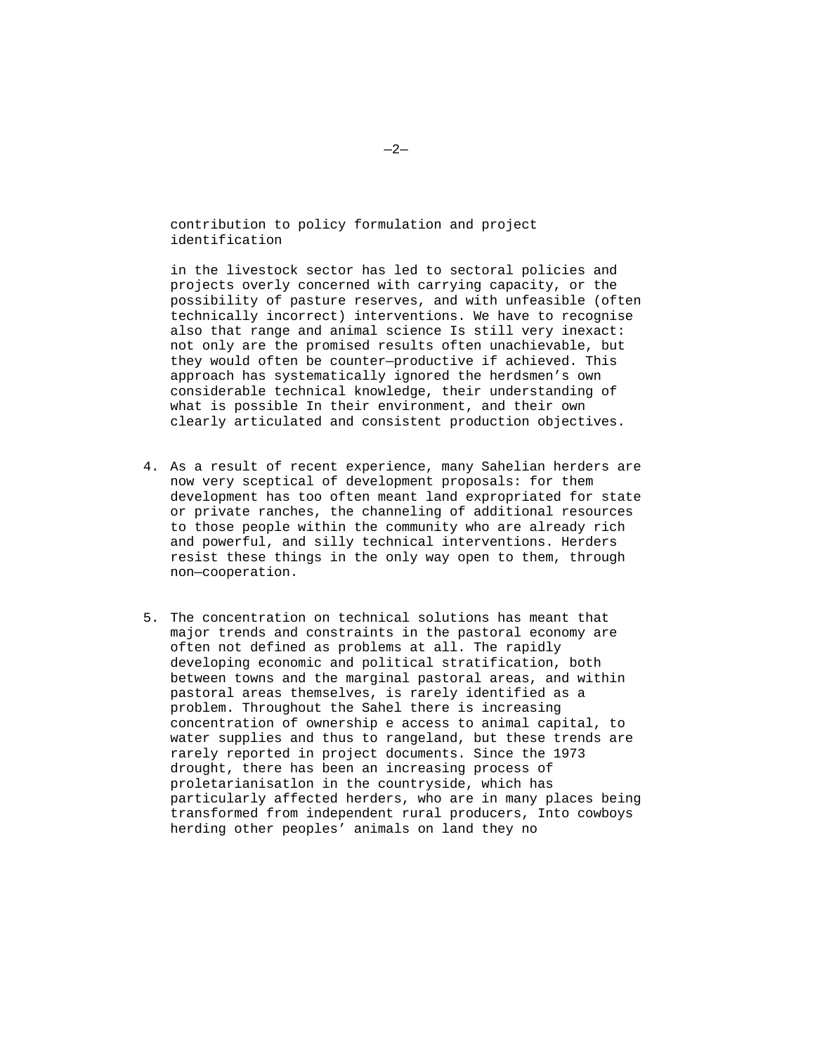contribution to policy formulation and project identification

in the livestock sector has led to sectoral policies and projects overly concerned with carrying capacity, or the possibility of pasture reserves, and with unfeasible (often technically incorrect) interventions. We have to recognise also that range and animal science Is still very inexact: not only are the promised results often unachievable, but they would often be counter—productive if achieved. This approach has systematically ignored the herdsmen’s own considerable technical knowledge, their understanding of what is possible In their environment, and their own clearly articulated and consistent production objectives.

4. As a result of recent experience, many Sahelian herders are now very sceptical of development proposals: for them development has too often meant land expropriated for state or private ranches, the channeling of additional resources to those people within the community who are already rich and powerful, and silly technical interventions. Herders resist these things in the only way open to them, through non—cooperation.

5. The concentration on technical solutions has meant that major trends and constraints in the pastoral economy are often not defined as problems at all. The rapidly developing economic and political stratification, both between towns and the marginal pastoral areas, and within pastoral areas themselves, is rarely identified as a problem. Throughout the Sahel there is increasing concentration of ownership e access to animal capital, to water supplies and thus to rangeland, but these trends are rarely reported in project documents. Since the 1973 drought, there has been an increasing process of proletarianisatlon in the countryside, which has particularly affected herders, who are in many places being transformed from independent rural producers, Into cowboys herding other peoples’ animals on land they no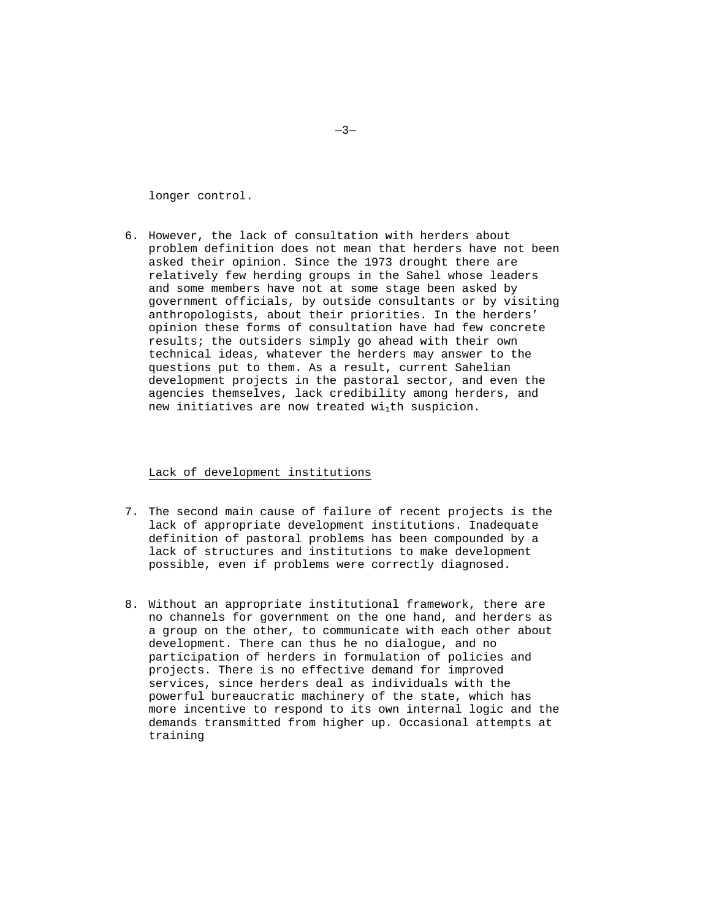longer control.

6. However, the lack of consultation with herders about problem definition does not mean that herders have not been asked their opinion. Since the 1973 drought there are relatively few herding groups in the Sahel whose leaders and some members have not at some stage been asked by government officials, by outside consultants or by visiting anthropologists, about their priorities. In the herders' opinion these forms of consultation have had few concrete results; the outsiders simply go ahead with their own technical ideas, whatever the herders may answer to the questions put to them. As a result, current Sahelian development projects in the pastoral sector, and even the agencies themselves, lack credibility among herders, and new initiatives are now treated with suspicion.

<u>Lack of development institutions</u>

7. The second main cause of failure of recent projects is the lack of appropriate development institutions. Inadequate definition of pastoral problems has been compounded by a lack of structures and institutions to make development possible, even if problems were correctly diagnosed.

8. Without an appropriate institutional framework, there are no channels for government on the one hand, and herders as a group on the other, to communicate with each other about development. There can thus he no dialogue, and no participation of herders in formulation of policies and projects. There is no effective demand for improved services, since herders deal as individuals with the powerful bureaucratic machinery of the state, which has more incentive to respond to its own internal logic and the demands transmitted from higher up. Occasional attempts at training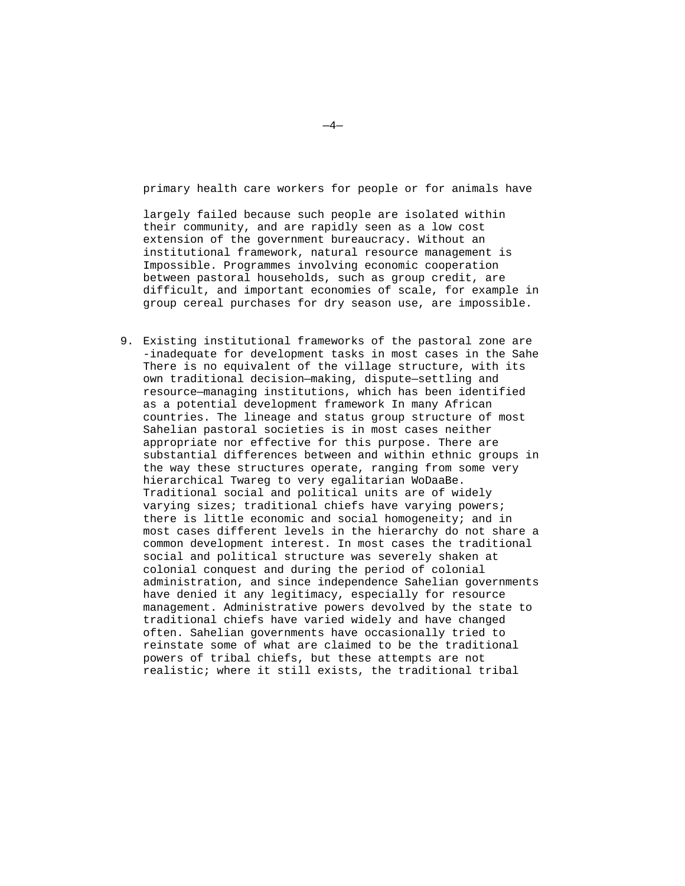primary health care workers for people or for animals have largely failed because such people are isolated within their community, and are rapidly seen as a low cost extension of the government bureaucracy. Without an institutional framework, natural resource management is Impossible. Programmes involving economic cooperation between pastoral households, such as group credit, are difficult, and important economies of scale, for example in group cereal purchases for dry season use, are impossible.

9. Existing institutional frameworks of the pastoral zone are -inadequate for development tasks in most cases in the Sahe There is no equivalent of the village structure, with its own traditional decision—making, dispute—settling and resource—managing institutions, which has been identified as a potential development framework In many African countries. The lineage and status group structure of most Sahelian pastoral societies is in most cases neither appropriate nor effective for this purpose. There are substantial differences between and within ethnic groups in the way these structures operate, ranging from some very hierarchical Twareg to very egalitarian WoDaaBe. Traditional social and political units are of widely varying sizes; traditional chiefs have varying powers; there is little economic and social homogeneity; and in most cases different levels in the hierarchy do not share a common development interest. In most cases the traditional social and political structure was severely shaken at colonial conquest and during the period of colonial administration, and since independence Sahelian governments have denied it any legitimacy, especially for resource management. Administrative powers devolved by the state to traditional chiefs have varied widely and have changed often. Sahelian governments have occasionally tried to reinstate some of what are claimed to be the traditional powers of tribal chiefs, but these attempts are not realistic; where it still exists, the traditional tribal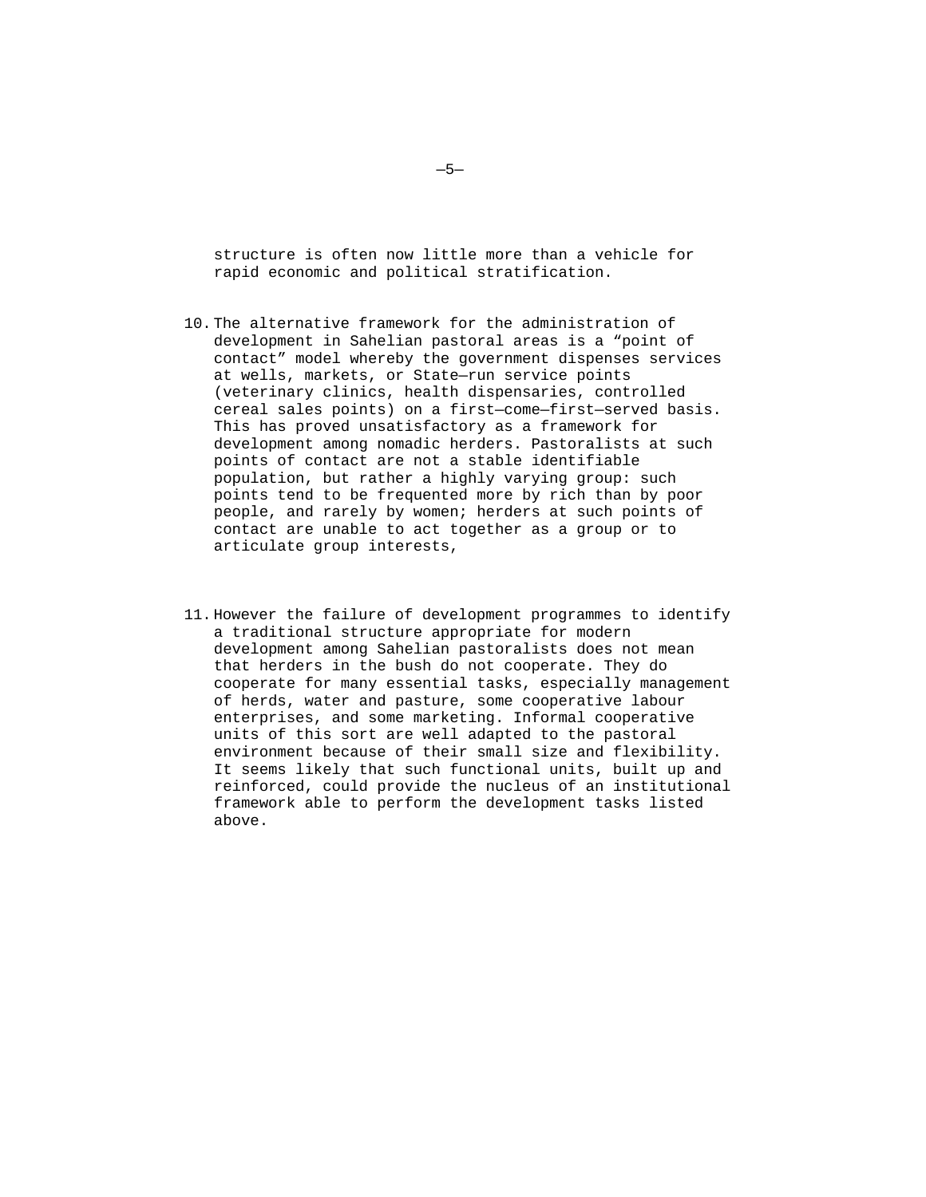structure is often now little more than a vehicle for rapid economic and political stratification.

10. The alternative framework for the administration of development in Sahelian pastoral areas is a “point of contact” model whereby the government dispenses services at wells, markets, or State—run service points (veterinary clinics, health dispensaries, controlled cereal sales points) on a first—come—first—served basis. This has proved unsatisfactory as a framework for development among nomadic herders. Pastoralists at such points of contact are not a stable identifiable population, but rather a highly varying group: such points tend to be frequented more by rich than by poor people, and rarely by women; herders at such points of contact are unable to act together as a group or to articulate group interests,

11. However the failure of development programmes to identify a traditional structure appropriate for modern development among Sahelian pastoralists does not mean that herders in the bush do not cooperate. They do cooperate for many essential tasks, especially management of herds, water and pasture, some cooperative labour enterprises, and some marketing. Informal cooperative units of this sort are well adapted to the pastoral environment because of their small size and flexibility. It seems likely that such functional units, built up and reinforced, could provide the nucleus of an institutional framework able to perform the development tasks listed above.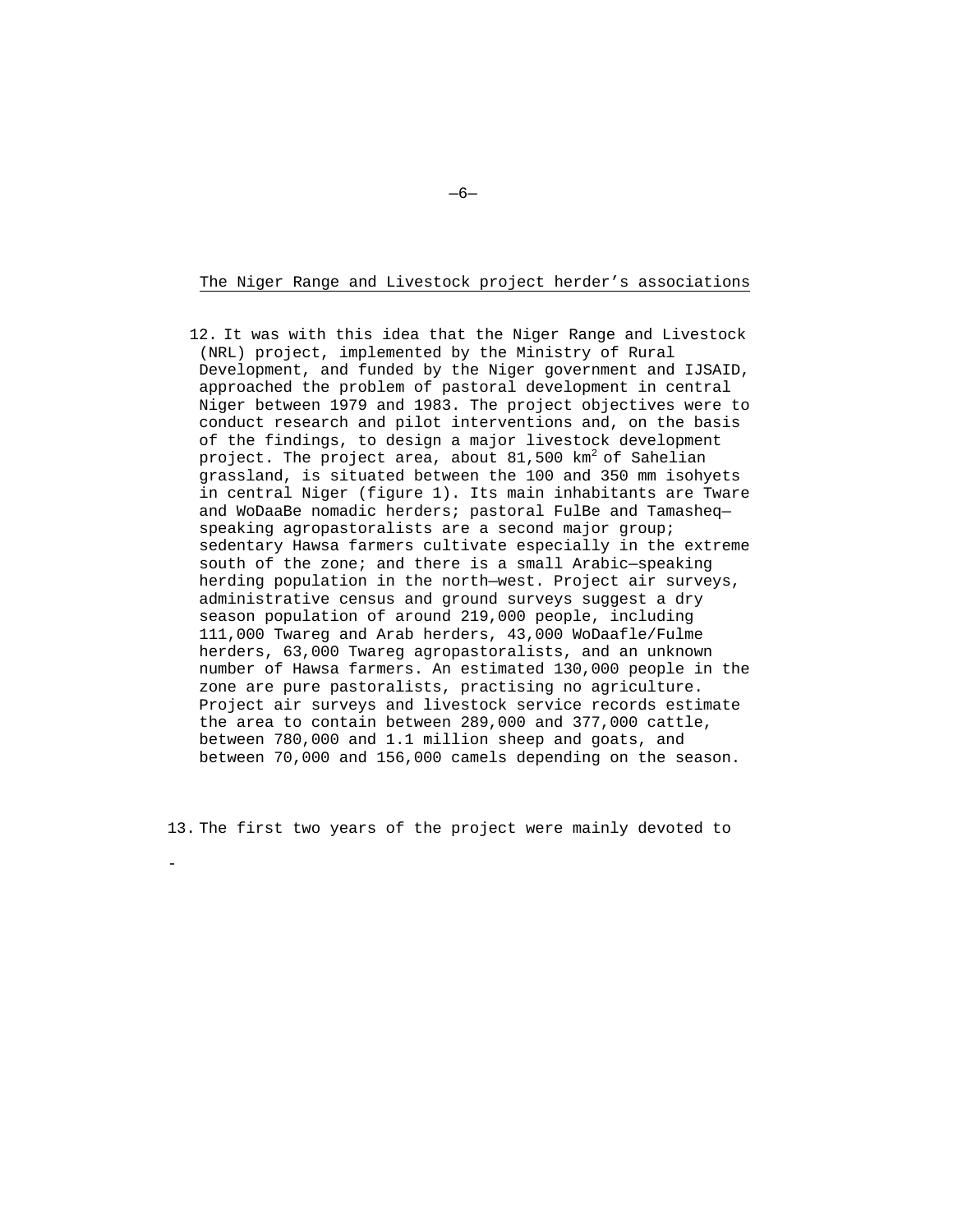## The Niger Range and Livestock project herder's associations

12. It was with this idea that the Niger Range and Livestock (NRL) project, implemented by the Ministry of Rural Development, and funded by the Niger government and IJSAID, approached the problem of pastoral development in central Niger between 1979 and 1983. The project objectives were to conduct research and pilot interventions and, on the basis of the findings, to design a major livestock development project. The project area, about 81,500 km$^2$ of Sahelian grassland, is situated between the 100 and 350 mm isohyets in central Niger (figure 1). Its main inhabitants are Tware and WoDaaBe nomadic herders; pastoral FulBe and Tamasheq—speaking agropastoralists are a second major group; sedentary Hawsa farmers cultivate especially in the extreme south of the zone; and there is a small Arabic—speaking herding population in the north—west. Project air surveys, administrative census and ground surveys suggest a dry season population of around 219,000 people, including 111,000 Twareg and Arab herders, 43,000 WoDaafle/Fulme herders, 63,000 Twareg agropastoralists, and an unknown number of Hawsa farmers. An estimated 130,000 people in the zone are pure pastoralists, practising no agriculture. Project air surveys and livestock service records estimate the area to contain between 289,000 and 377,000 cattle, between 780,000 and 1.1 million sheep and goats, and between 70,000 and 156,000 camels depending on the season.

13. The first two years of the project were mainly devoted to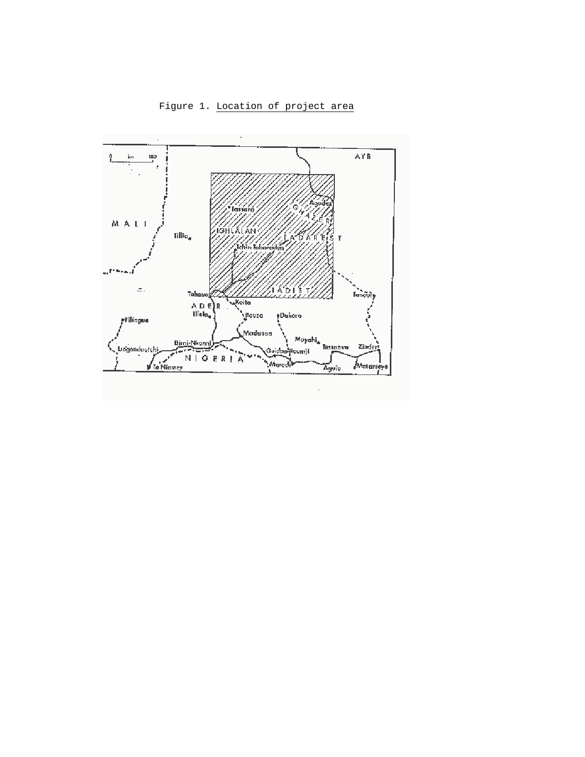Figure 1. Location of project area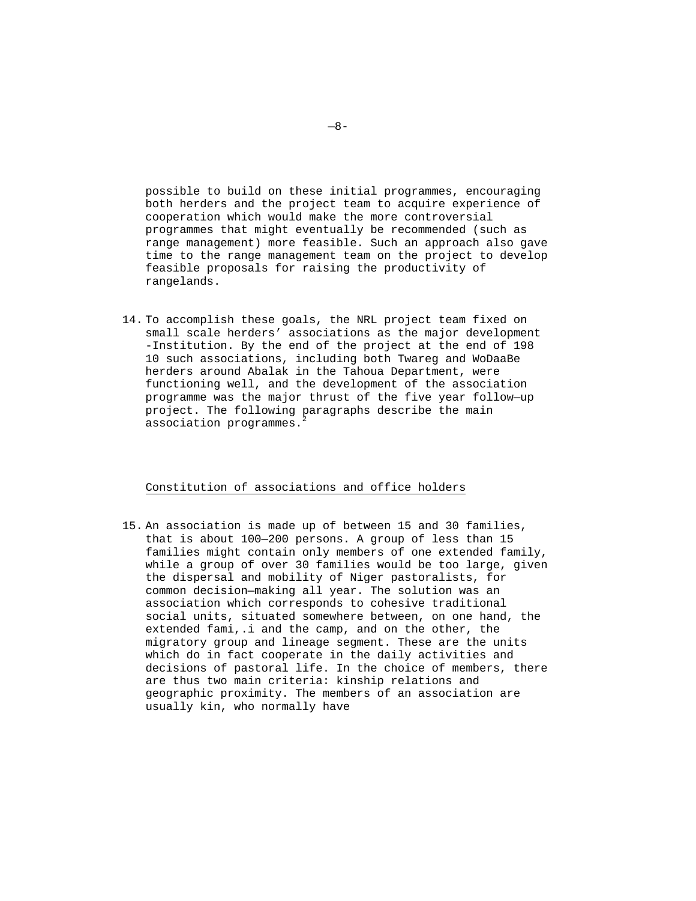possible to build on these initial programmes, encouraging both herders and the project team to acquire experience of cooperation which would make the more controversial programmes that might eventually be recommended (such as range management) more feasible. Such an approach also gave time to the range management team on the project to develop feasible proposals for raising the productivity of rangelands.

14. To accomplish these goals, the NRL project team fixed on small scale herders' associations as the major development -Institution. By the end of the project at the end of 198 10 such associations, including both Twareg and WoDaaBe herders around Abalak in the Tahoua Department, were functioning well, and the development of the association programme was the major thrust of the five year follow—up project. The following paragraphs describe the main association programmes.[2]

## Constitution of associations and office holders

15. An association is made up of between 15 and 30 families, that is about 100—200 persons. A group of less than 15 families might contain only members of one extended family, while a group of over 30 families would be too large, given the dispersal and mobility of Niger pastoralists, for common decision—making all year. The solution was an association which corresponds to cohesive traditional social units, situated somewhere between, on one hand, the extended fami,.i and the camp, and on the other, the migratory group and lineage segment. These are the units which do in fact cooperate in the daily activities and decisions of pastoral life. In the choice of members, there are thus two main criteria: kinship relations and geographic proximity. The members of an association are usually kin, who normally have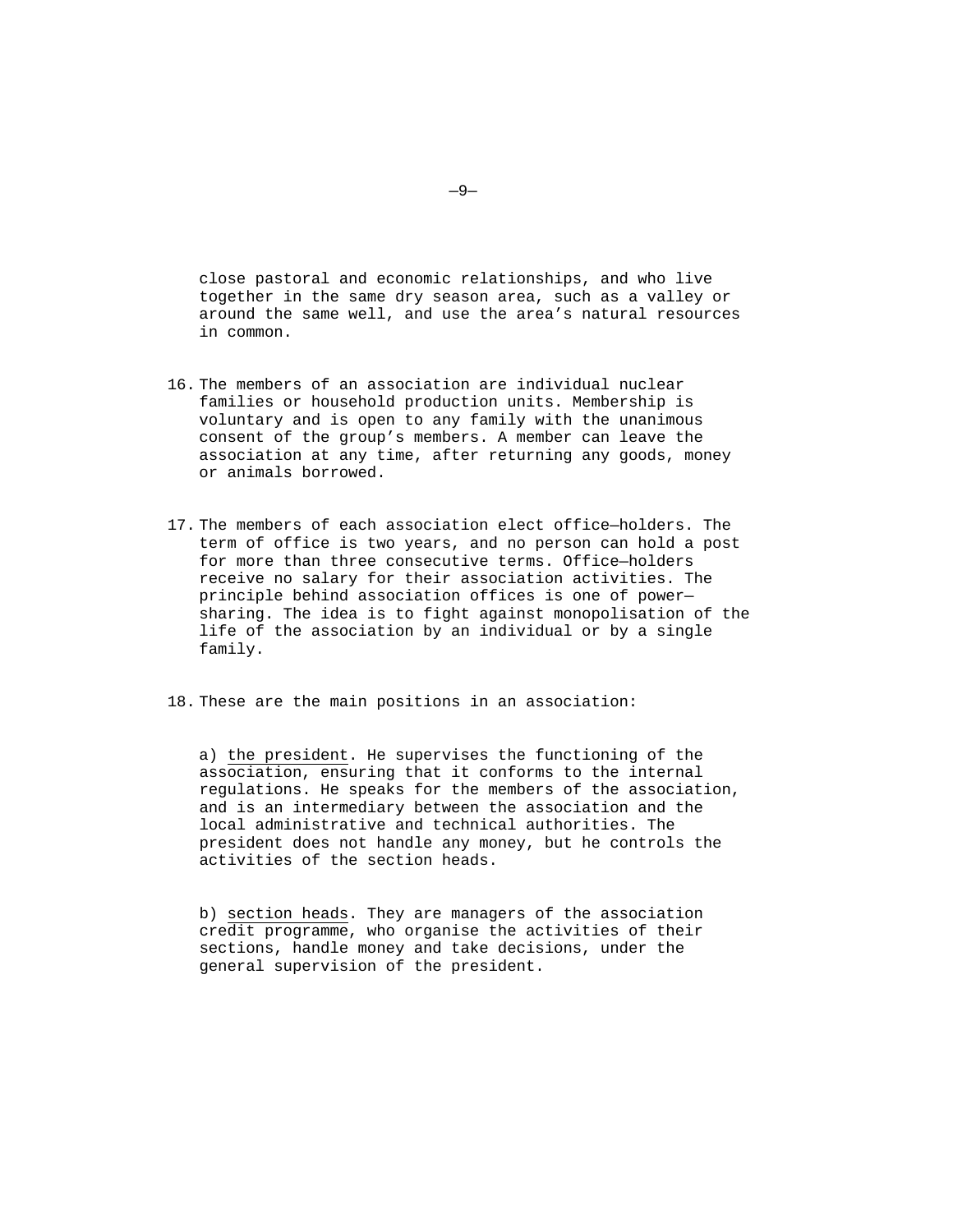close pastoral and economic relationships, and who live together in the same dry season area, such as a valley or around the same well, and use the area's natural resources in common.

16. The members of an association are individual nuclear families or household production units. Membership is voluntary and is open to any family with the unanimous consent of the group's members. A member can leave the association at any time, after returning any goods, money or animals borrowed.

17. The members of each association elect office—holders. The term of office is two years, and no person can hold a post for more than three consecutive terms. Office—holders receive no salary for their association activities. The principle behind association offices is one of power—sharing. The idea is to fight against monopolisation of the life of the association by an individual or by a single family.

18. These are the main positions in an association:

   a) <u>the president</u>. He supervises the functioning of the association, ensuring that it conforms to the internal regulations. He speaks for the members of the association, and is an intermediary between the association and the local administrative and technical authorities. The president does not handle any money, but he controls the activities of the section heads.

   b) <u>section heads</u>. They are managers of the association credit programme, who organise the activities of their sections, handle money and take decisions, under the general supervision of the president.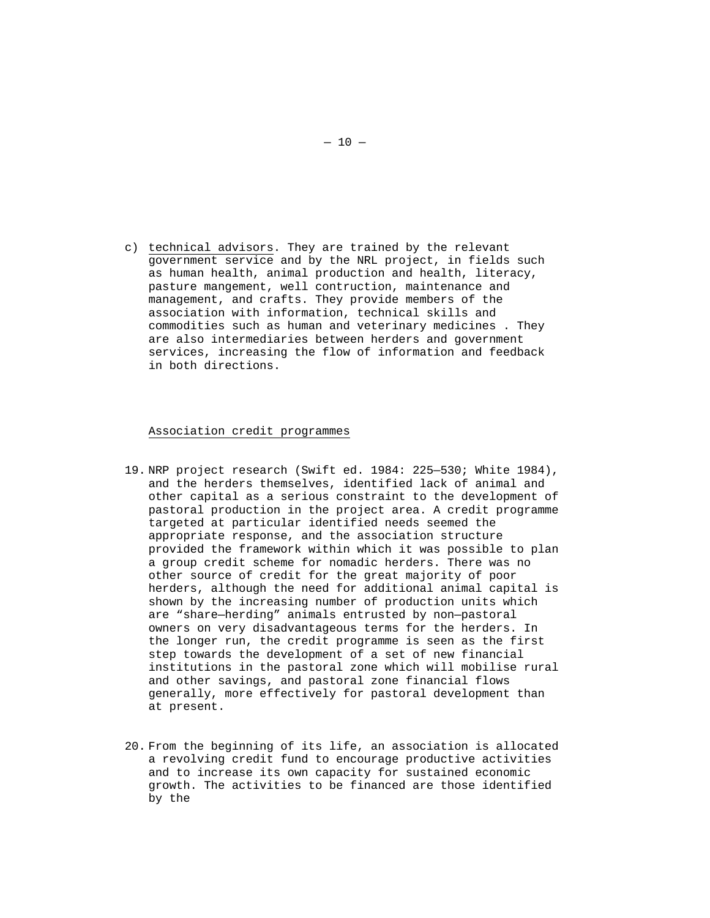c) technical advisors. They are trained by the relevant government service and by the NRL project, in fields such as human health, animal production and health, literacy, pasture mangement, well contruction, maintenance and management, and crafts. They provide members of the association with information, technical skills and commodities such as human and veterinary medicines . They are also intermediaries between herders and government services, increasing the flow of information and feedback in both directions.

### Association credit programmes

19. NRP project research (Swift ed. 1984: 225—530; White 1984), and the herders themselves, identified lack of animal and other capital as a serious constraint to the development of pastoral production in the project area. A credit programme targeted at particular identified needs seemed the appropriate response, and the association structure provided the framework within which it was possible to plan a group credit scheme for nomadic herders. There was no other source of credit for the great majority of poor herders, although the need for additional animal capital is shown by the increasing number of production units which are "share—herding" animals entrusted by non—pastoral owners on very disadvantageous terms for the herders. In the longer run, the credit programme is seen as the first step towards the development of a set of new financial institutions in the pastoral zone which will mobilise rural and other savings, and pastoral zone financial flows generally, more effectively for pastoral development than at present.

20. From the beginning of its life, an association is allocated a revolving credit fund to encourage productive activities and to increase its own capacity for sustained economic growth. The activities to be financed are those identified by the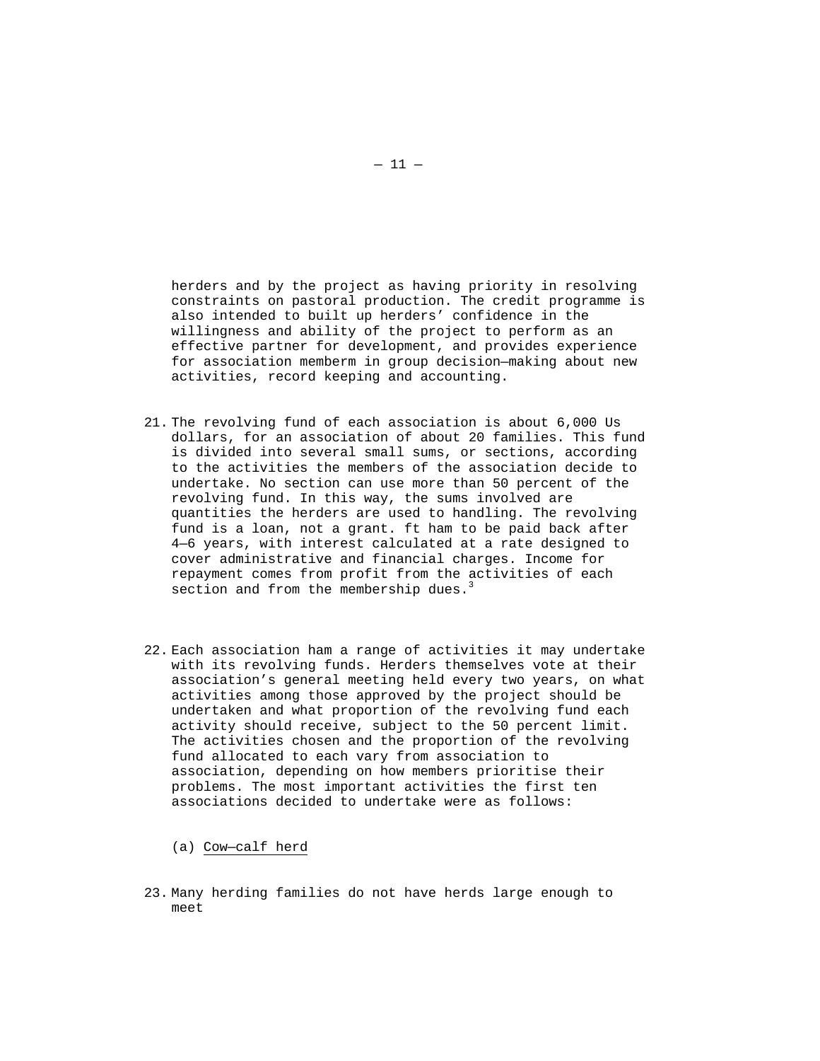herders and by the project as having priority in resolving constraints on pastoral production. The credit programme is also intended to built up herders' confidence in the willingness and ability of the project to perform as an effective partner for development, and provides experience for association memberm in group decision—making about new activities, record keeping and accounting.

21. The revolving fund of each association is about 6,000 Us dollars, for an association of about 20 families. This fund is divided into several small sums, or sections, according to the activities the members of the association decide to undertake. No section can use more than 50 percent of the revolving fund. In this way, the sums involved are quantities the herders are used to handling. The revolving fund is a loan, not a grant. ft ham to be paid back after 4—6 years, with interest calculated at a rate designed to cover administrative and financial charges. Income for repayment comes from profit from the activities of each section and from the membership dues.[3]

22. Each association ham a range of activities it may undertake with its revolving funds. Herders themselves vote at their association's general meeting held every two years, on what activities among those approved by the project should be undertaken and what proportion of the revolving fund each activity should receive, subject to the 50 percent limit. The activities chosen and the proportion of the revolving fund allocated to each vary from association to association, depending on how members prioritise their problems. The most important activities the first ten associations decided to undertake were as follows:

(a) Cow—calf herd

23. Many herding families do not have herds large enough to meet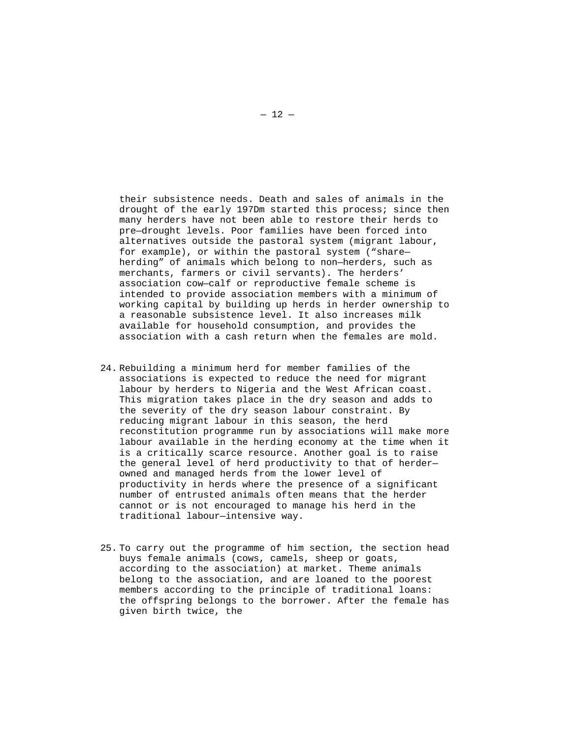their subsistence needs. Death and sales of animals in the drought of the early 197Dm started this process; since then many herders have not been able to restore their herds to pre—drought levels. Poor families have been forced into alternatives outside the pastoral system (migrant labour, for example), or within the pastoral system ("share—herding" of animals which belong to non—herders, such as merchants, farmers or civil servants). The herders' association cow—calf or reproductive female scheme is intended to provide association members with a minimum of working capital by building up herds in herder ownership to a reasonable subsistence level. It also increases milk available for household consumption, and provides the association with a cash return when the females are mold.

24. Rebuilding a minimum herd for member families of the associations is expected to reduce the need for migrant labour by herders to Nigeria and the West African coast. This migration takes place in the dry season and adds to the severity of the dry season labour constraint. By reducing migrant labour in this season, the herd reconstitution programme run by associations will make more labour available in the herding economy at the time when it is a critically scarce resource. Another goal is to raise the general level of herd productivity to that of herder—owned and managed herds from the lower level of productivity in herds where the presence of a significant number of entrusted animals often means that the herder cannot or is not encouraged to manage his herd in the traditional labour—intensive way.

25. To carry out the programme of him section, the section head buys female animals (cows, camels, sheep or goats, according to the association) at market. Theme animals belong to the association, and are loaned to the poorest members according to the principle of traditional loans: the offspring belongs to the borrower. After the female has given birth twice, the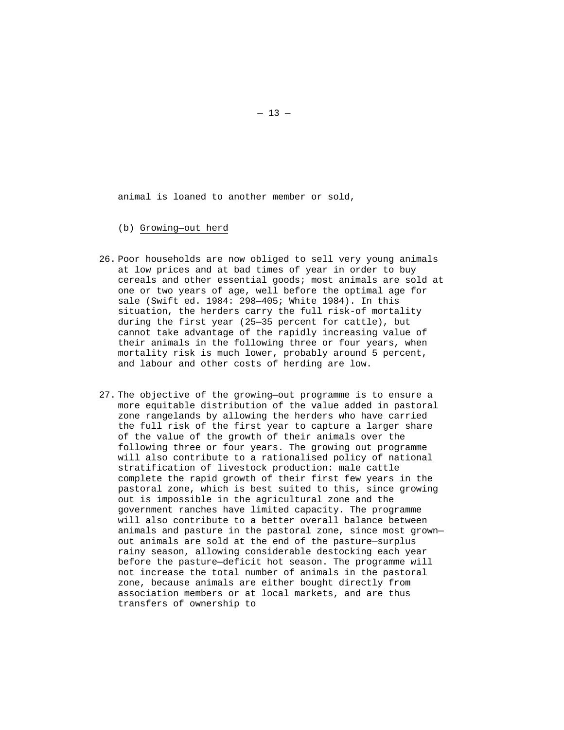animal is loaned to another member or sold,

(b) Growing—out herd

26. Poor households are now obliged to sell very young animals at low prices and at bad times of year in order to buy cereals and other essential goods; most animals are sold at one or two years of age, well before the optimal age for sale (Swift ed. 1984: 298—405; White 1984). In this situation, the herders carry the full risk-of mortality during the first year (25—35 percent for cattle), but cannot take advantage of the rapidly increasing value of their animals in the following three or four years, when mortality risk is much lower, probably around 5 percent, and labour and other costs of herding are low.

27. The objective of the growing—out programme is to ensure a more equitable distribution of the value added in pastoral zone rangelands by allowing the herders who have carried the full risk of the first year to capture a larger share of the value of the growth of their animals over the following three or four years. The growing out programme will also contribute to a rationalised policy of national stratification of livestock production: male cattle complete the rapid growth of their first few years in the pastoral zone, which is best suited to this, since growing out is impossible in the agricultural zone and the government ranches have limited capacity. The programme will also contribute to a better overall balance between animals and pasture in the pastoral zone, since most grown—out animals are sold at the end of the pasture—surplus rainy season, allowing considerable destocking each year before the pasture—deficit hot season. The programme will not increase the total number of animals in the pastoral zone, because animals are either bought directly from association members or at local markets, and are thus transfers of ownership to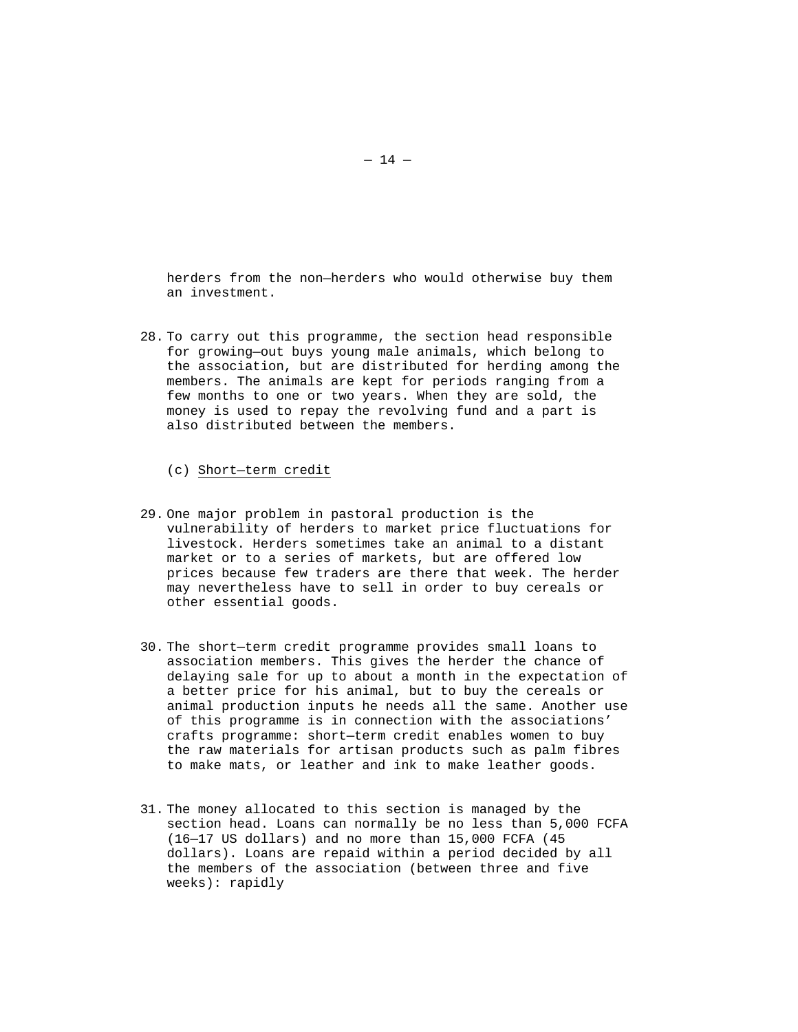herders from the non—herders who would otherwise buy them an investment.

28. To carry out this programme, the section head responsible for growing—out buys young male animals, which belong to the association, but are distributed for herding among the members. The animals are kept for periods ranging from a few months to one or two years. When they are sold, the money is used to repay the revolving fund and a part is also distributed between the members.

(c) Short—term credit

29. One major problem in pastoral production is the vulnerability of herders to market price fluctuations for livestock. Herders sometimes take an animal to a distant market or to a series of markets, but are offered low prices because few traders are there that week. The herder may nevertheless have to sell in order to buy cereals or other essential goods.

30. The short—term credit programme provides small loans to association members. This gives the herder the chance of delaying sale for up to about a month in the expectation of a better price for his animal, but to buy the cereals or animal production inputs he needs all the same. Another use of this programme is in connection with the associations' crafts programme: short—term credit enables women to buy the raw materials for artisan products such as palm fibres to make mats, or leather and ink to make leather goods.

31. The money allocated to this section is managed by the section head. Loans can normally be no less than 5,000 FCFA (16—17 US dollars) and no more than 15,000 FCFA (45 dollars). Loans are repaid within a period decided by all the members of the association (between three and five weeks): rapidly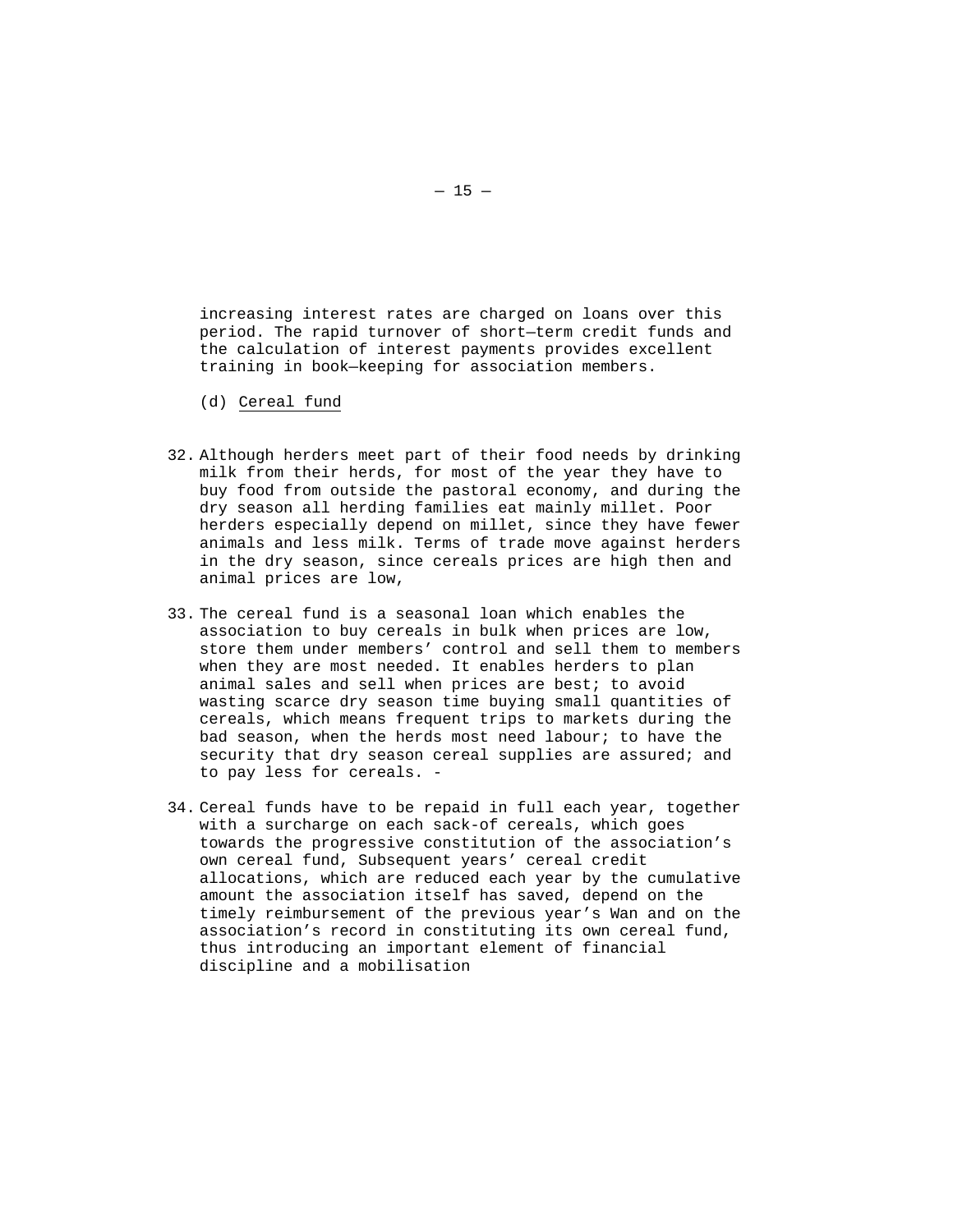increasing interest rates are charged on loans over this period. The rapid turnover of short—term credit funds and the calculation of interest payments provides excellent training in book—keeping for association members.

(d) Cereal fund

32. Although herders meet part of their food needs by drinking milk from their herds, for most of the year they have to buy food from outside the pastoral economy, and during the dry season all herding families eat mainly millet. Poor herders especially depend on millet, since they have fewer animals and less milk. Terms of trade move against herders in the dry season, since cereals prices are high then and animal prices are low,

33. The cereal fund is a seasonal loan which enables the association to buy cereals in bulk when prices are low, store them under members' control and sell them to members when they are most needed. It enables herders to plan animal sales and sell when prices are best; to avoid wasting scarce dry season time buying small quantities of cereals, which means frequent trips to markets during the bad season, when the herds most need labour; to have the security that dry season cereal supplies are assured; and to pay less for cereals. -

34. Cereal funds have to be repaid in full each year, together with a surcharge on each sack-of cereals, which goes towards the progressive constitution of the association's own cereal fund, Subsequent years' cereal credit allocations, which are reduced each year by the cumulative amount the association itself has saved, depend on the timely reimbursement of the previous year's Wan and on the association's record in constituting its own cereal fund, thus introducing an important element of financial discipline and a mobilisation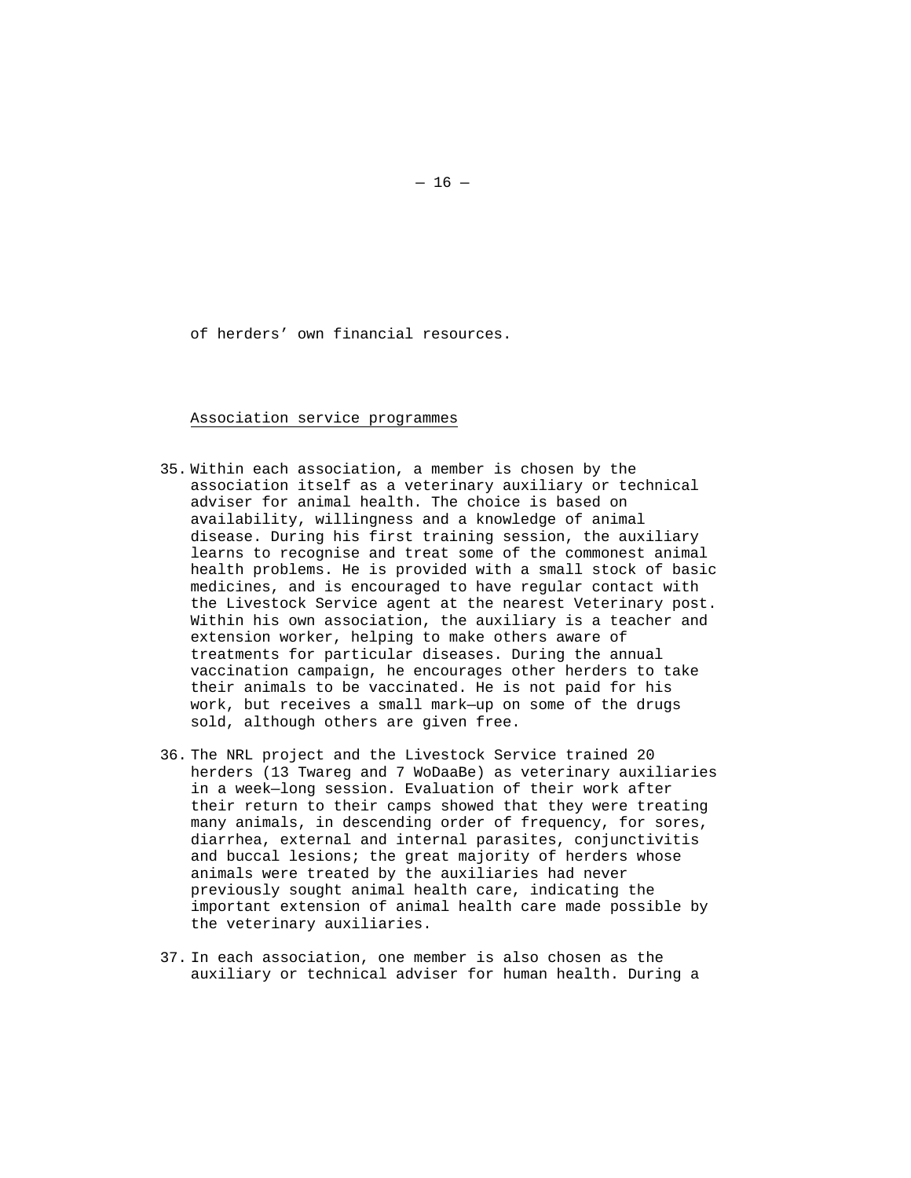of herders' own financial resources.

<u>Association service programmes</u>

35. Within each association, a member is chosen by the association itself as a veterinary auxiliary or technical adviser for animal health. The choice is based on availability, willingness and a knowledge of animal disease. During his first training session, the auxiliary learns to recognise and treat some of the commonest animal health problems. He is provided with a small stock of basic medicines, and is encouraged to have regular contact with the Livestock Service agent at the nearest Veterinary post. Within his own association, the auxiliary is a teacher and extension worker, helping to make others aware of treatments for particular diseases. During the annual vaccination campaign, he encourages other herders to take their animals to be vaccinated. He is not paid for his work, but receives a small mark—up on some of the drugs sold, although others are given free.

36. The NRL project and the Livestock Service trained 20 herders (13 Twareg and 7 WoDaaBe) as veterinary auxiliaries in a week—long session. Evaluation of their work after their return to their camps showed that they were treating many animals, in descending order of frequency, for sores, diarrhea, external and internal parasites, conjunctivitis and buccal lesions; the great majority of herders whose animals were treated by the auxiliaries had never previously sought animal health care, indicating the important extension of animal health care made possible by the veterinary auxiliaries.

37. In each association, one member is also chosen as the auxiliary or technical adviser for human health. During a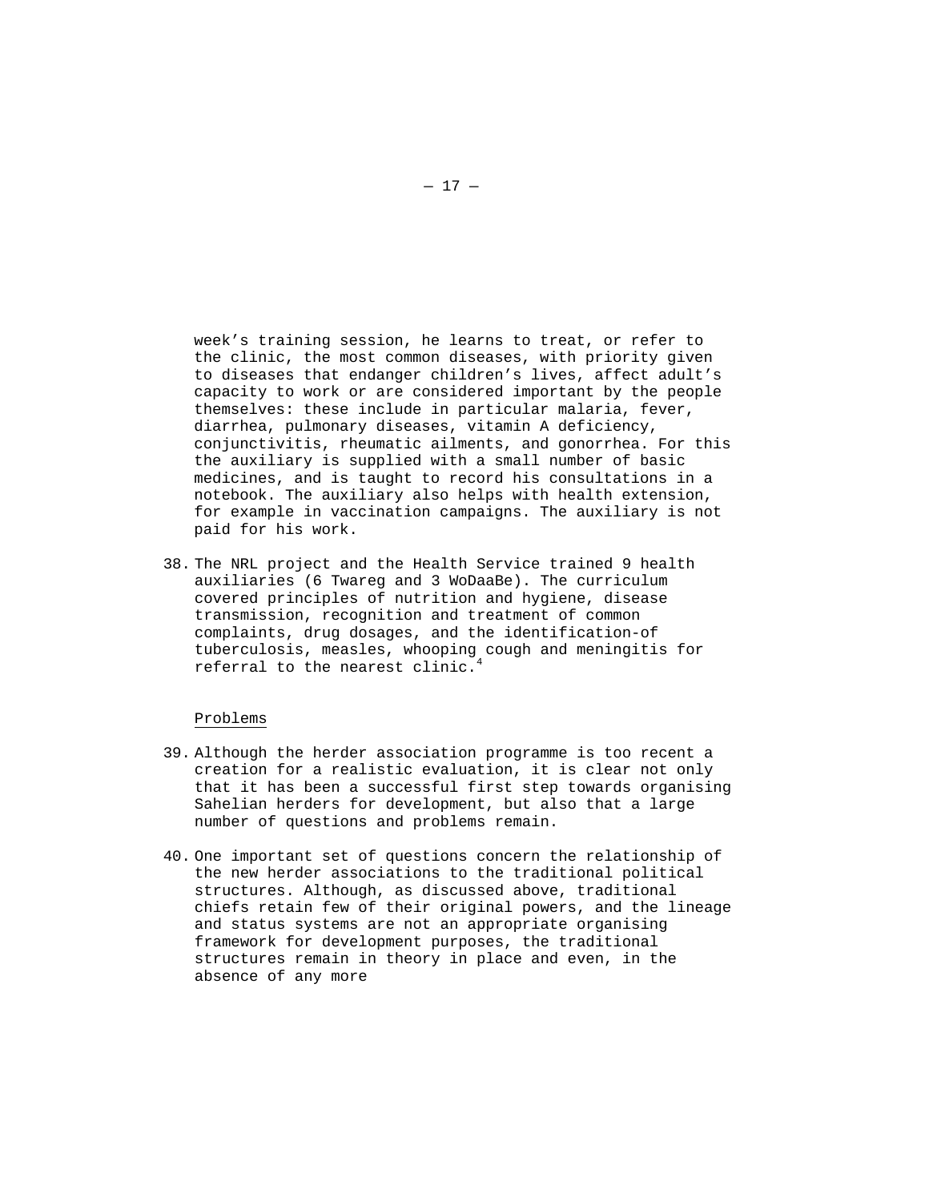week's training session, he learns to treat, or refer to the clinic, the most common diseases, with priority given to diseases that endanger children's lives, affect adult's capacity to work or are considered important by the people themselves: these include in particular malaria, fever, diarrhea, pulmonary diseases, vitamin A deficiency, conjunctivitis, rheumatic ailments, and gonorrhea. For this the auxiliary is supplied with a small number of basic medicines, and is taught to record his consultations in a notebook. The auxiliary also helps with health extension, for example in vaccination campaigns. The auxiliary is not paid for his work.

38. The NRL project and the Health Service trained 9 health auxiliaries (6 Twareg and 3 WoDaaBe). The curriculum covered principles of nutrition and hygiene, disease transmission, recognition and treatment of common complaints, drug dosages, and the identification-of tuberculosis, measles, whooping cough and meningitis for referral to the nearest clinic.[4]

Problems

39. Although the herder association programme is too recent a creation for a realistic evaluation, it is clear not only that it has been a successful first step towards organising Sahelian herders for development, but also that a large number of questions and problems remain.

40. One important set of questions concern the relationship of the new herder associations to the traditional political structures. Although, as discussed above, traditional chiefs retain few of their original powers, and the lineage and status systems are not an appropriate organising framework for development purposes, the traditional structures remain in theory in place and even, in the absence of any more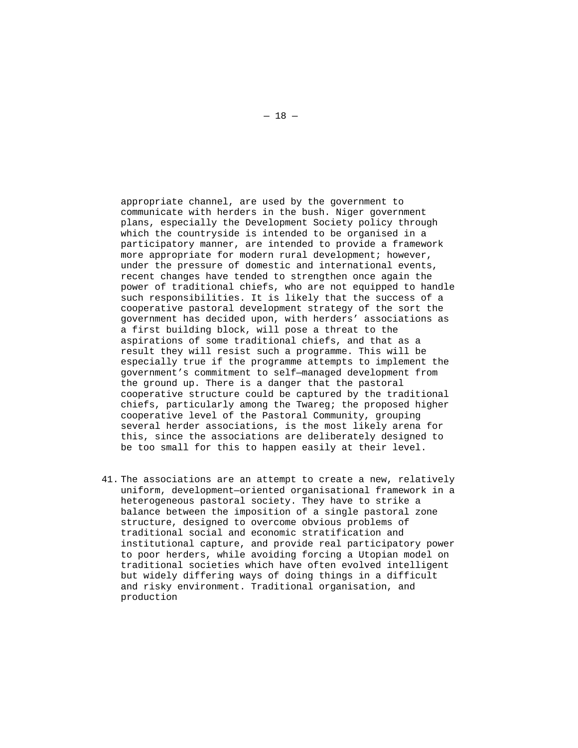appropriate channel, are used by the government to communicate with herders in the bush. Niger government plans, especially the Development Society policy through which the countryside is intended to be organised in a participatory manner, are intended to provide a framework more appropriate for modern rural development; however, under the pressure of domestic and international events, recent changes have tended to strengthen once again the power of traditional chiefs, who are not equipped to handle such responsibilities. It is likely that the success of a cooperative pastoral development strategy of the sort the government has decided upon, with herders' associations as a first building block, will pose a threat to the aspirations of some traditional chiefs, and that as a result they will resist such a programme. This will be especially true if the programme attempts to implement the government's commitment to self—managed development from the ground up. There is a danger that the pastoral cooperative structure could be captured by the traditional chiefs, particularly among the Twareg; the proposed higher cooperative level of the Pastoral Community, grouping several herder associations, is the most likely arena for this, since the associations are deliberately designed to be too small for this to happen easily at their level.

41. The associations are an attempt to create a new, relatively uniform, development—oriented organisational framework in a heterogeneous pastoral society. They have to strike a balance between the imposition of a single pastoral zone structure, designed to overcome obvious problems of traditional social and economic stratification and institutional capture, and provide real participatory power to poor herders, while avoiding forcing a Utopian model on traditional societies which have often evolved intelligent but widely differing ways of doing things in a difficult and risky environment. Traditional organisation, and production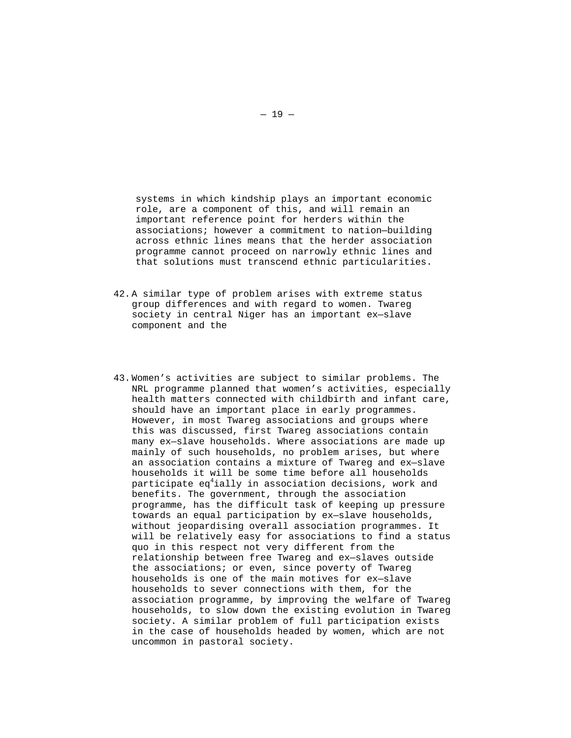systems in which kindship plays an important economic role, are a component of this, and will remain an important reference point for herders within the associations; however a commitment to nation—building across ethnic lines means that the herder association programme cannot proceed on narrowly ethnic lines and that solutions must transcend ethnic particularities.

42. A similar type of problem arises with extreme status group differences and with regard to women. Twareg society in central Niger has an important ex—slave component and the

43. Women's activities are subject to similar problems. The NRL programme planned that women's activities, especially health matters connected with childbirth and infant care, should have an important place in early programmes. However, in most Twareg associations and groups where this was discussed, first Twareg associations contain many ex—slave households. Where associations are made up mainly of such households, no problem arises, but where an association contains a mixture of Twareg and ex—slave households it will be some time before all households participate eq[4]ially in association decisions, work and benefits. The government, through the association programme, has the difficult task of keeping up pressure towards an equal participation by ex—slave households, without jeopardising overall association programmes. It will be relatively easy for associations to find a status quo in this respect not very different from the relationship between free Twareg and ex—slaves outside the associations; or even, since poverty of Twareg households is one of the main motives for ex—slave households to sever connections with them, for the association programme, by improving the welfare of Twareg households, to slow down the existing evolution in Twareg society. A similar problem of full participation exists in the case of households headed by women, which are not uncommon in pastoral society.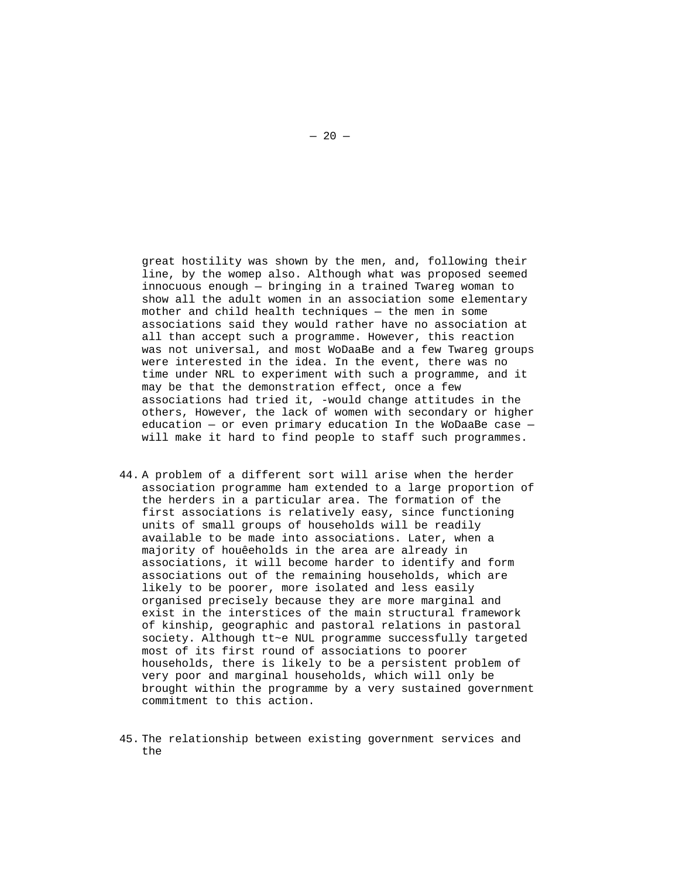great hostility was shown by the men, and, following their line, by the womep also. Although what was proposed seemed innocuous enough — bringing in a trained Twareg woman to show all the adult women in an association some elementary mother and child health techniques — the men in some associations said they would rather have no association at all than accept such a programme. However, this reaction was not universal, and most WoDaaBe and a few Twareg groups were interested in the idea. In the event, there was no time under NRL to experiment with such a programme, and it may be that the demonstration effect, once a few associations had tried it, -would change attitudes in the others, However, the lack of women with secondary or higher education — or even primary education In the WoDaaBe case — will make it hard to find people to staff such programmes.

44. A problem of a different sort will arise when the herder association programme ham extended to a large proportion of the herders in a particular area. The formation of the first associations is relatively easy, since functioning units of small groups of households will be readily available to be made into associations. Later, when a majority of houêeholds in the area are already in associations, it will become harder to identify and form associations out of the remaining households, which are likely to be poorer, more isolated and less easily organised precisely because they are more marginal and exist in the interstices of the main structural framework of kinship, geographic and pastoral relations in pastoral society. Although tt~e NUL programme successfully targeted most of its first round of associations to poorer households, there is likely to be a persistent problem of very poor and marginal households, which will only be brought within the programme by a very sustained government commitment to this action.

45. The relationship between existing government services and the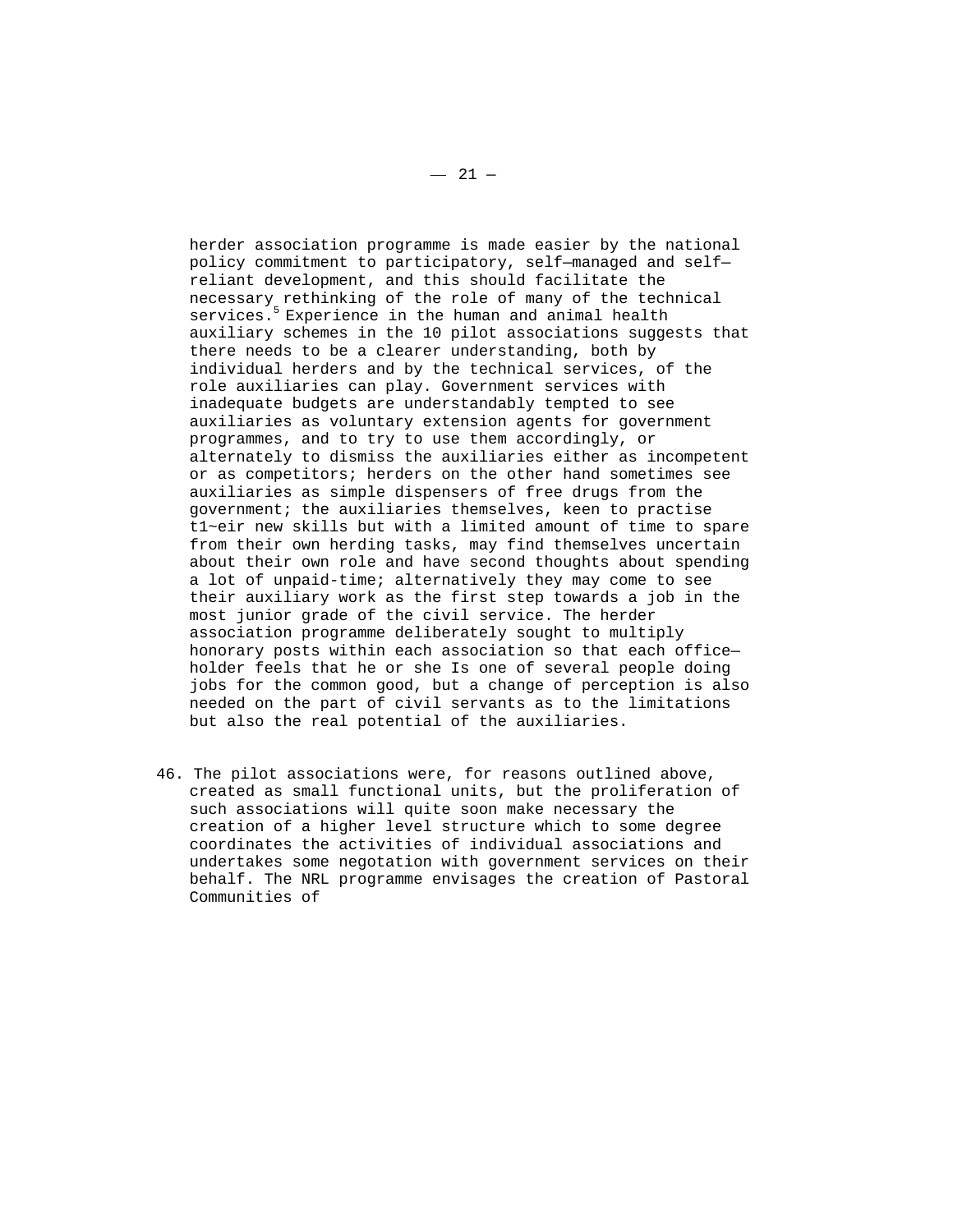herder association programme is made easier by the national policy commitment to participatory, self—managed and self—reliant development, and this should facilitate the necessary rethinking of the role of many of the technical services.[5] Experience in the human and animal health auxiliary schemes in the 10 pilot associations suggests that there needs to be a clearer understanding, both by individual herders and by the technical services, of the role auxiliaries can play. Government services with inadequate budgets are understandably tempted to see auxiliaries as voluntary extension agents for government programmes, and to try to use them accordingly, or alternately to dismiss the auxiliaries either as incompetent or as competitors; herders on the other hand sometimes see auxiliaries as simple dispensers of free drugs from the government; the auxiliaries themselves, keen to practise t1~eir new skills but with a limited amount of time to spare from their own herding tasks, may find themselves uncertain about their own role and have second thoughts about spending a lot of unpaid-time; alternatively they may come to see their auxiliary work as the first step towards a job in the most junior grade of the civil service. The herder association programme deliberately sought to multiply honorary posts within each association so that each office—holder feels that he or she Is one of several people doing jobs for the common good, but a change of perception is also needed on the part of civil servants as to the limitations but also the real potential of the auxiliaries.

46. The pilot associations were, for reasons outlined above, created as small functional units, but the proliferation of such associations will quite soon make necessary the creation of a higher level structure which to some degree coordinates the activities of individual associations and undertakes some negotation with government services on their behalf. The NRL programme envisages the creation of Pastoral Communities of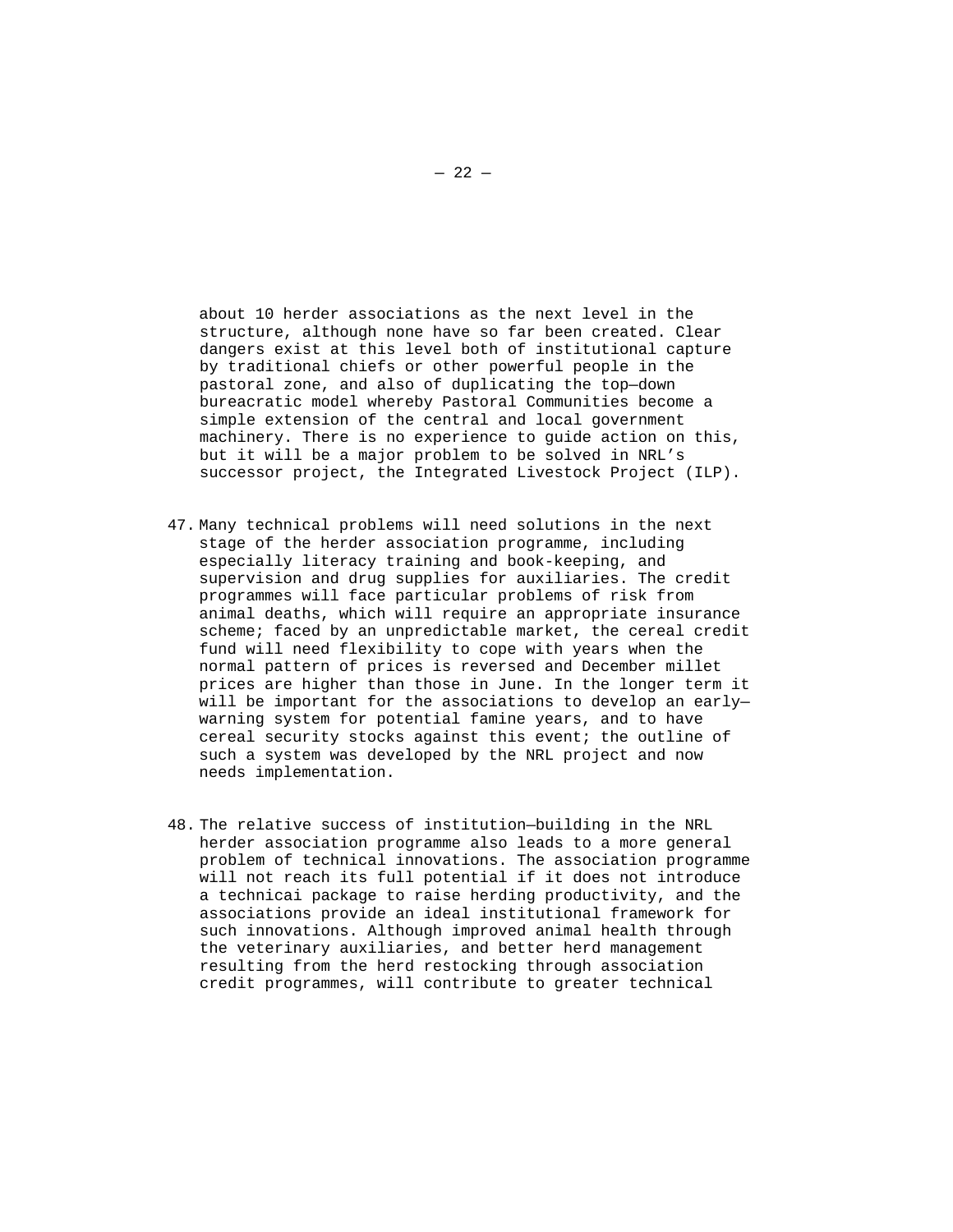about 10 herder associations as the next level in the structure, although none have so far been created. Clear dangers exist at this level both of institutional capture by traditional chiefs or other powerful people in the pastoral zone, and also of duplicating the top—down bureacratic model whereby Pastoral Communities become a simple extension of the central and local government machinery. There is no experience to guide action on this, but it will be a major problem to be solved in NRL's successor project, the Integrated Livestock Project (ILP).

47. Many technical problems will need solutions in the next stage of the herder association programme, including especially literacy training and book-keeping, and supervision and drug supplies for auxiliaries. The credit programmes will face particular problems of risk from animal deaths, which will require an appropriate insurance scheme; faced by an unpredictable market, the cereal credit fund will need flexibility to cope with years when the normal pattern of prices is reversed and December millet prices are higher than those in June. In the longer term it will be important for the associations to develop an early—warning system for potential famine years, and to have cereal security stocks against this event; the outline of such a system was developed by the NRL project and now needs implementation.

48. The relative success of institution—building in the NRL herder association programme also leads to a more general problem of technical innovations. The association programme will not reach its full potential if it does not introduce a technicai package to raise herding productivity, and the associations provide an ideal institutional framework for such innovations. Although improved animal health through the veterinary auxiliaries, and better herd management resulting from the herd restocking through association credit programmes, will contribute to greater technical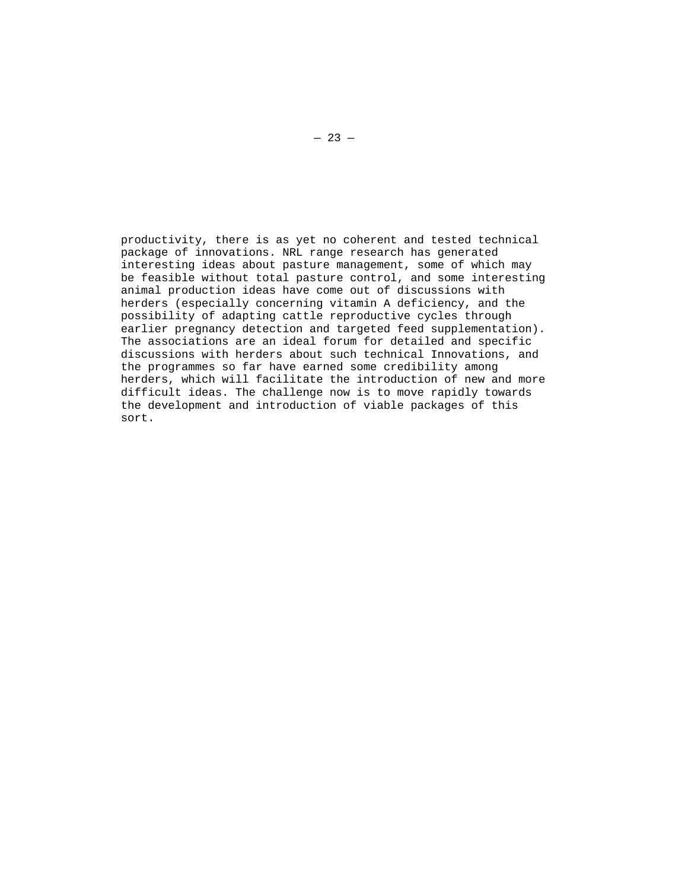productivity, there is as yet no coherent and tested technical package of innovations. NRL range research has generated interesting ideas about pasture management, some of which may be feasible without total pasture control, and some interesting animal production ideas have come out of discussions with herders (especially concerning vitamin A deficiency, and the possibility of adapting cattle reproductive cycles through earlier pregnancy detection and targeted feed supplementation). The associations are an ideal forum for detailed and specific discussions with herders about such technical Innovations, and the programmes so far have earned some credibility among herders, which will facilitate the introduction of new and more difficult ideas. The challenge now is to move rapidly towards the development and introduction of viable packages of this sort.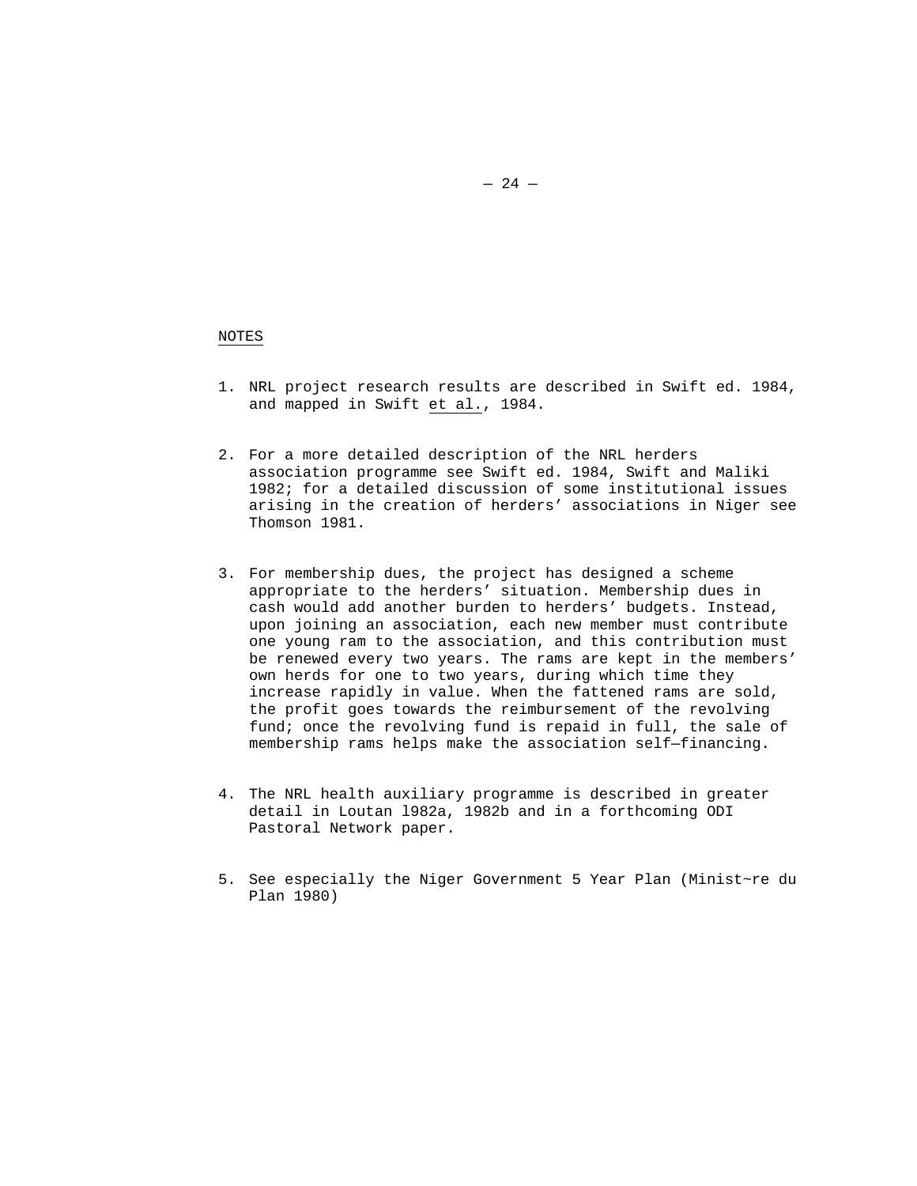## NOTES

1. NRL project research results are described in Swift ed. 1984, and mapped in Swift *et al.*, 1984.

2. For a more detailed description of the NRL herders association programme see Swift ed. 1984, Swift and Maliki 1982; for a detailed discussion of some institutional issues arising in the creation of herders' associations in Niger see Thomson 1981.

3. For membership dues, the project has designed a scheme appropriate to the herders' situation. Membership dues in cash would add another burden to herders' budgets. Instead, upon joining an association, each new member must contribute one young ram to the association, and this contribution must be renewed every two years. The rams are kept in the members' own herds for one to two years, during which time they increase rapidly in value. When the fattened rams are sold, the profit goes towards the reimbursement of the revolving fund; once the revolving fund is repaid in full, the sale of membership rams helps make the association self—financing.

4. The NRL health auxiliary programme is described in greater detail in Loutan l982a, 1982b and in a forthcoming ODI Pastoral Network paper.

5. See especially the Niger Government 5 Year Plan (Minist~re du Plan 1980)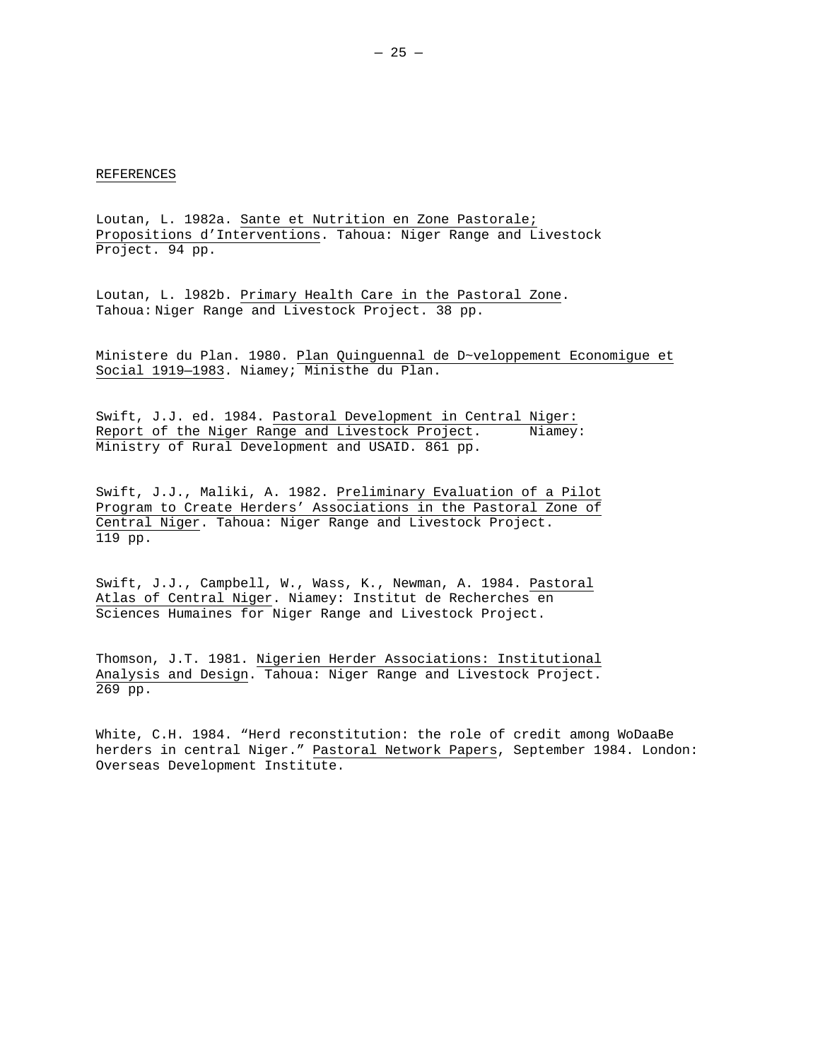REFERENCES

Loutan, L. 1982a. Sante et Nutrition en Zone Pastorale; Propositions d'Interventions. Tahoua: Niger Range and Livestock Project. 94 pp.

Loutan, L. l982b. Primary Health Care in the Pastoral Zone. Tahoua: Niger Range and Livestock Project. 38 pp.

Ministere du Plan. 1980. Plan Quinguennal de D~veloppement Economigue et Social 1919—1983. Niamey; Ministhe du Plan.

Swift, J.J. ed. 1984. Pastoral Development in Central Niger: Report of the Niger Range and Livestock Project. Niamey: Ministry of Rural Development and USAID. 861 pp.

Swift, J.J., Maliki, A. 1982. Preliminary Evaluation of a Pilot Program to Create Herders' Associations in the Pastoral Zone of Central Niger. Tahoua: Niger Range and Livestock Project. 119 pp.

Swift, J.J., Campbell, W., Wass, K., Newman, A. 1984. Pastoral Atlas of Central Niger. Niamey: Institut de Recherches en Sciences Humaines for Niger Range and Livestock Project.

Thomson, J.T. 1981. Nigerien Herder Associations: Institutional Analysis and Design. Tahoua: Niger Range and Livestock Project. 269 pp.

White, C.H. 1984. "Herd reconstitution: the role of credit among WoDaaBe herders in central Niger." Pastoral Network Papers, September 1984. London: Overseas Development Institute.